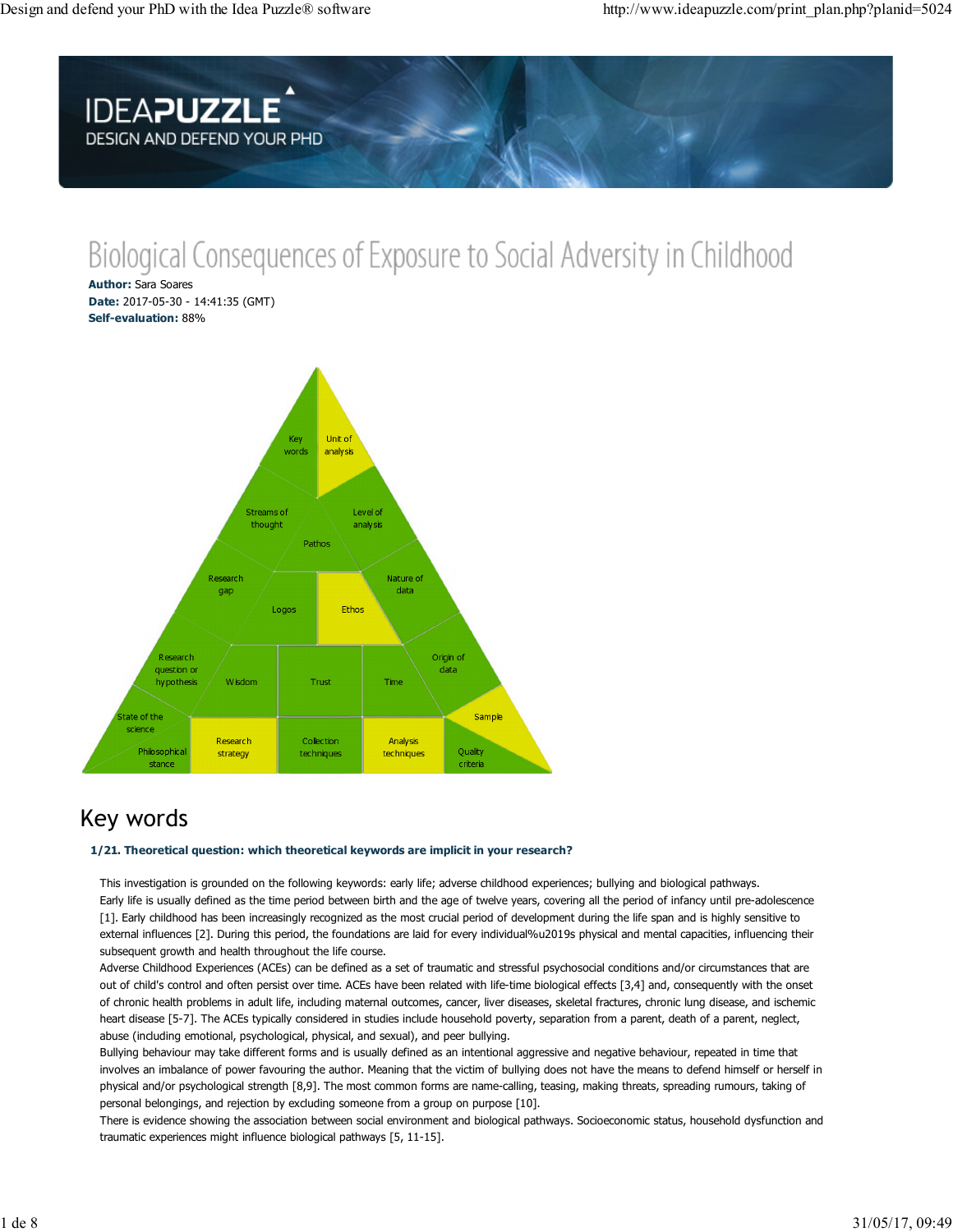# Biological Consequences of Exposure to Social Adversity in Childhood

**Author:** Sara Soares
**Date:** 2017-05-30 - 14:41:35 (GMT)
**Self-evaluation:** 88%

## Key words

**1/21. Theoretical question: which theoretical keywords are implicit in your research?**

This investigation is grounded on the following keywords: early life; adverse childhood experiences; bullying and biological pathways.
Early life is usually defined as the time period between birth and the age of twelve years, covering all the period of infancy until pre-adolescence [1]. Early childhood has been increasingly recognized as the most crucial period of development during the life span and is highly sensitive to external influences [2]. During this period, the foundations are laid for every individual%u2019s physical and mental capacities, influencing their subsequent growth and health throughout the life course.
Adverse Childhood Experiences (ACEs) can be defined as a set of traumatic and stressful psychosocial conditions and/or circumstances that are out of child's control and often persist over time. ACEs have been related with life-time biological effects [3,4] and, consequently with the onset of chronic health problems in adult life, including maternal outcomes, cancer, liver diseases, skeletal fractures, chronic lung disease, and ischemic heart disease [5-7]. The ACEs typically considered in studies include household poverty, separation from a parent, death of a parent, neglect, abuse (including emotional, psychological, physical, and sexual), and peer bullying.
Bullying behaviour may take different forms and is usually defined as an intentional aggressive and negative behaviour, repeated in time that involves an imbalance of power favouring the author. Meaning that the victim of bullying does not have the means to defend himself or herself in physical and/or psychological strength [8,9]. The most common forms are name-calling, teasing, making threats, spreading rumours, taking of personal belongings, and rejection by excluding someone from a group on purpose [10].
There is evidence showing the association between social environment and biological pathways. Socioeconomic status, household dysfunction and traumatic experiences might influence biological pathways [5, 11-15].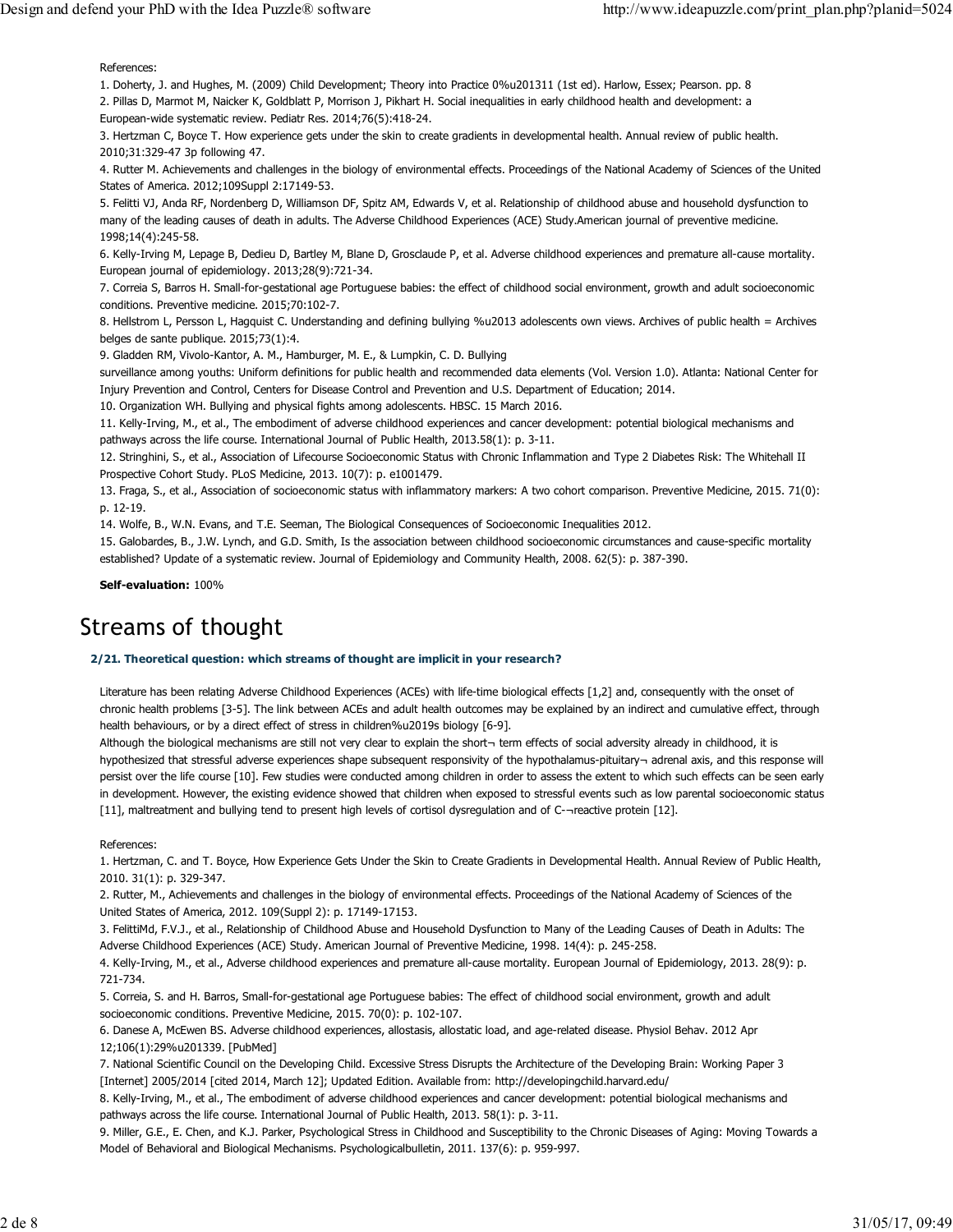References:

1. Doherty, J. and Hughes, M. (2009) Child Development; Theory into Practice 0%u201311 (1st ed). Harlow, Essex; Pearson. pp. 8
2. Pillas D, Marmot M, Naicker K, Goldblatt P, Morrison J, Pikhart H. Social inequalities in early childhood health and development: a European-wide systematic review. Pediatr Res. 2014;76(5):418-24.
3. Hertzman C, Boyce T. How experience gets under the skin to create gradients in developmental health. Annual review of public health. 2010;31:329-47 3p following 47.
4. Rutter M. Achievements and challenges in the biology of environmental effects. Proceedings of the National Academy of Sciences of the United States of America. 2012;109Suppl 2:17149-53.
5. Felitti VJ, Anda RF, Nordenberg D, Williamson DF, Spitz AM, Edwards V, et al. Relationship of childhood abuse and household dysfunction to many of the leading causes of death in adults. The Adverse Childhood Experiences (ACE) Study.American journal of preventive medicine. 1998;14(4):245-58.
6. Kelly-Irving M, Lepage B, Dedieu D, Bartley M, Blane D, Grosclaude P, et al. Adverse childhood experiences and premature all-cause mortality. European journal of epidemiology. 2013;28(9):721-34.
7. Correia S, Barros H. Small-for-gestational age Portuguese babies: the effect of childhood social environment, growth and adult socioeconomic conditions. Preventive medicine. 2015;70:102-7.
8. Hellstrom L, Persson L, Hagquist C. Understanding and defining bullying %u2013 adolescents own views. Archives of public health = Archives belges de sante publique. 2015;73(1):4.
9. Gladden RM, Vivolo-Kantor, A. M., Hamburger, M. E., & Lumpkin, C. D. Bullying surveillance among youths: Uniform definitions for public health and recommended data elements (Vol. Version 1.0). Atlanta: National Center for Injury Prevention and Control, Centers for Disease Control and Prevention and U.S. Department of Education; 2014.
10. Organization WH. Bullying and physical fights among adolescents. HBSC. 15 March 2016.
11. Kelly-Irving, M., et al., The embodiment of adverse childhood experiences and cancer development: potential biological mechanisms and pathways across the life course. International Journal of Public Health, 2013.58(1): p. 3-11.
12. Stringhini, S., et al., Association of Lifecourse Socioeconomic Status with Chronic Inflammation and Type 2 Diabetes Risk: The Whitehall II Prospective Cohort Study. PLoS Medicine, 2013. 10(7): p. e1001479.
13. Fraga, S., et al., Association of socioeconomic status with inflammatory markers: A two cohort comparison. Preventive Medicine, 2015. 71(0): p. 12-19.
14. Wolfe, B., W.N. Evans, and T.E. Seeman, The Biological Consequences of Socioeconomic Inequalities 2012.
15. Galobardes, B., J.W. Lynch, and G.D. Smith, Is the association between childhood socioeconomic circumstances and cause-specific mortality established? Update of a systematic review. Journal of Epidemiology and Community Health, 2008. 62(5): p. 387-390.

**Self-evaluation:** 100%

# Streams of thought

**2/21. Theoretical question: which streams of thought are implicit in your research?**

Literature has been relating Adverse Childhood Experiences (ACEs) with life-time biological effects [1,2] and, consequently with the onset of chronic health problems [3-5]. The link between ACEs and adult health outcomes may be explained by an indirect and cumulative effect, through health behaviours, or by a direct effect of stress in children%u2019s biology [6-9].

Although the biological mechanisms are still not very clear to explain the short¬ term effects of social adversity already in childhood, it is hypothesized that stressful adverse experiences shape subsequent responsivity of the hypothalamus-pituitary¬ adrenal axis, and this response will persist over the life course [10]. Few studies were conducted among children in order to assess the extent to which such effects can be seen early in development. However, the existing evidence showed that children when exposed to stressful events such as low parental socioeconomic status [11], maltreatment and bullying tend to present high levels of cortisol dysregulation and of C-¬reactive protein [12].

References:

1. Hertzman, C. and T. Boyce, How Experience Gets Under the Skin to Create Gradients in Developmental Health. Annual Review of Public Health, 2010. 31(1): p. 329-347.
2. Rutter, M., Achievements and challenges in the biology of environmental effects. Proceedings of the National Academy of Sciences of the United States of America, 2012. 109(Suppl 2): p. 17149-17153.
3. FelittiMd, F.V.J., et al., Relationship of Childhood Abuse and Household Dysfunction to Many of the Leading Causes of Death in Adults: The Adverse Childhood Experiences (ACE) Study. American Journal of Preventive Medicine, 1998. 14(4): p. 245-258.
4. Kelly-Irving, M., et al., Adverse childhood experiences and premature all-cause mortality. European Journal of Epidemiology, 2013. 28(9): p. 721-734.
5. Correia, S. and H. Barros, Small-for-gestational age Portuguese babies: The effect of childhood social environment, growth and adult socioeconomic conditions. Preventive Medicine, 2015. 70(0): p. 102-107.
6. Danese A, McEwen BS. Adverse childhood experiences, allostasis, allostatic load, and age-related disease. Physiol Behav. 2012 Apr 12;106(1):29%u201339. [PubMed]
7. National Scientific Council on the Developing Child. Excessive Stress Disrupts the Architecture of the Developing Brain: Working Paper 3 [Internet] 2005/2014 [cited 2014, March 12]; Updated Edition. Available from: http://developingchild.harvard.edu/
8. Kelly-Irving, M., et al., The embodiment of adverse childhood experiences and cancer development: potential biological mechanisms and pathways across the life course. International Journal of Public Health, 2013. 58(1): p. 3-11.
9. Miller, G.E., E. Chen, and K.J. Parker, Psychological Stress in Childhood and Susceptibility to the Chronic Diseases of Aging: Moving Towards a Model of Behavioral and Biological Mechanisms. Psychologicalbulletin, 2011. 137(6): p. 959-997.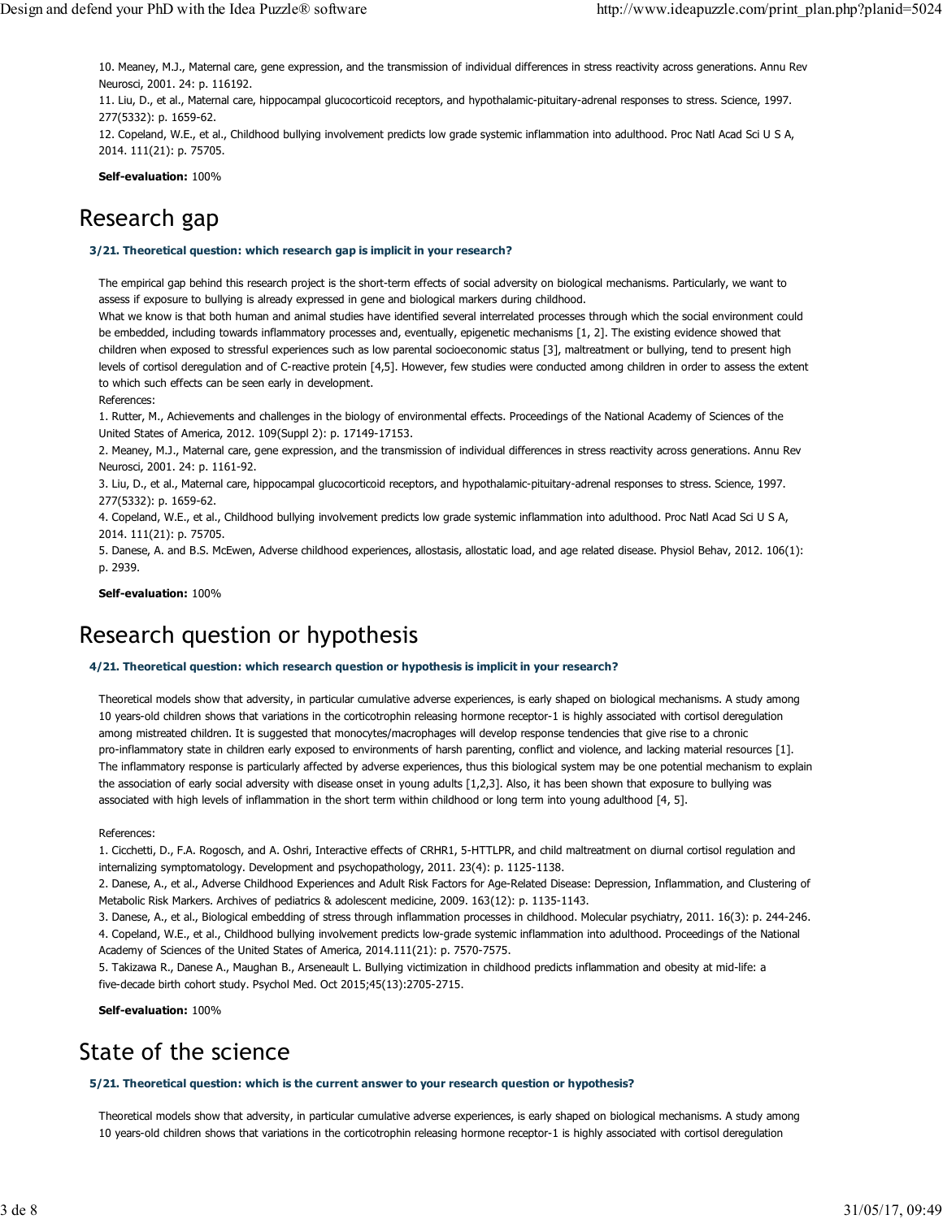10. Meaney, M.J., Maternal care, gene expression, and the transmission of individual differences in stress reactivity across generations. Annu Rev Neurosci, 2001. 24: p. 116192.
11. Liu, D., et al., Maternal care, hippocampal glucocorticoid receptors, and hypothalamic-pituitary-adrenal responses to stress. Science, 1997. 277(5332): p. 1659-62.
12. Copeland, W.E., et al., Childhood bullying involvement predicts low grade systemic inflammation into adulthood. Proc Natl Acad Sci U S A, 2014. 111(21): p. 75705.

**Self-evaluation:** 100%

# Research gap

**3/21. Theoretical question: which research gap is implicit in your research?**

The empirical gap behind this research project is the short-term effects of social adversity on biological mechanisms. Particularly, we want to assess if exposure to bullying is already expressed in gene and biological markers during childhood.
What we know is that both human and animal studies have identified several interrelated processes through which the social environment could be embedded, including towards inflammatory processes and, eventually, epigenetic mechanisms [1, 2]. The existing evidence showed that children when exposed to stressful experiences such as low parental socioeconomic status [3], maltreatment or bullying, tend to present high levels of cortisol deregulation and of C-reactive protein [4,5]. However, few studies were conducted among children in order to assess the extent to which such effects can be seen early in development.
References:
1. Rutter, M., Achievements and challenges in the biology of environmental effects. Proceedings of the National Academy of Sciences of the United States of America, 2012. 109(Suppl 2): p. 17149-17153.
2. Meaney, M.J., Maternal care, gene expression, and the transmission of individual differences in stress reactivity across generations. Annu Rev Neurosci, 2001. 24: p. 1161-92.
3. Liu, D., et al., Maternal care, hippocampal glucocorticoid receptors, and hypothalamic-pituitary-adrenal responses to stress. Science, 1997. 277(5332): p. 1659-62.
4. Copeland, W.E., et al., Childhood bullying involvement predicts low grade systemic inflammation into adulthood. Proc Natl Acad Sci U S A, 2014. 111(21): p. 75705.
5. Danese, A. and B.S. McEwen, Adverse childhood experiences, allostasis, allostatic load, and age related disease. Physiol Behav, 2012. 106(1): p. 2939.

**Self-evaluation:** 100%

# Research question or hypothesis

**4/21. Theoretical question: which research question or hypothesis is implicit in your research?**

Theoretical models show that adversity, in particular cumulative adverse experiences, is early shaped on biological mechanisms. A study among 10 years-old children shows that variations in the corticotrophin releasing hormone receptor-1 is highly associated with cortisol deregulation among mistreated children. It is suggested that monocytes/macrophages will develop response tendencies that give rise to a chronic pro-inflammatory state in children early exposed to environments of harsh parenting, conflict and violence, and lacking material resources [1]. The inflammatory response is particularly affected by adverse experiences, thus this biological system may be one potential mechanism to explain the association of early social adversity with disease onset in young adults [1,2,3]. Also, it has been shown that exposure to bullying was associated with high levels of inflammation in the short term within childhood or long term into young adulthood [4, 5].

References:
1. Cicchetti, D., F.A. Rogosch, and A. Oshri, Interactive effects of CRHR1, 5-HTTLPR, and child maltreatment on diurnal cortisol regulation and internalizing symptomatology. Development and psychopathology, 2011. 23(4): p. 1125-1138.
2. Danese, A., et al., Adverse Childhood Experiences and Adult Risk Factors for Age-Related Disease: Depression, Inflammation, and Clustering of Metabolic Risk Markers. Archives of pediatrics & adolescent medicine, 2009. 163(12): p. 1135-1143.
3. Danese, A., et al., Biological embedding of stress through inflammation processes in childhood. Molecular psychiatry, 2011. 16(3): p. 244-246.
4. Copeland, W.E., et al., Childhood bullying involvement predicts low-grade systemic inflammation into adulthood. Proceedings of the National Academy of Sciences of the United States of America, 2014.111(21): p. 7570-7575.
5. Takizawa R., Danese A., Maughan B., Arseneault L. Bullying victimization in childhood predicts inflammation and obesity at mid-life: a five-decade birth cohort study. Psychol Med. Oct 2015;45(13):2705-2715.

**Self-evaluation:** 100%

# State of the science

**5/21. Theoretical question: which is the current answer to your research question or hypothesis?**

Theoretical models show that adversity, in particular cumulative adverse experiences, is early shaped on biological mechanisms. A study among 10 years-old children shows that variations in the corticotrophin releasing hormone receptor-1 is highly associated with cortisol deregulation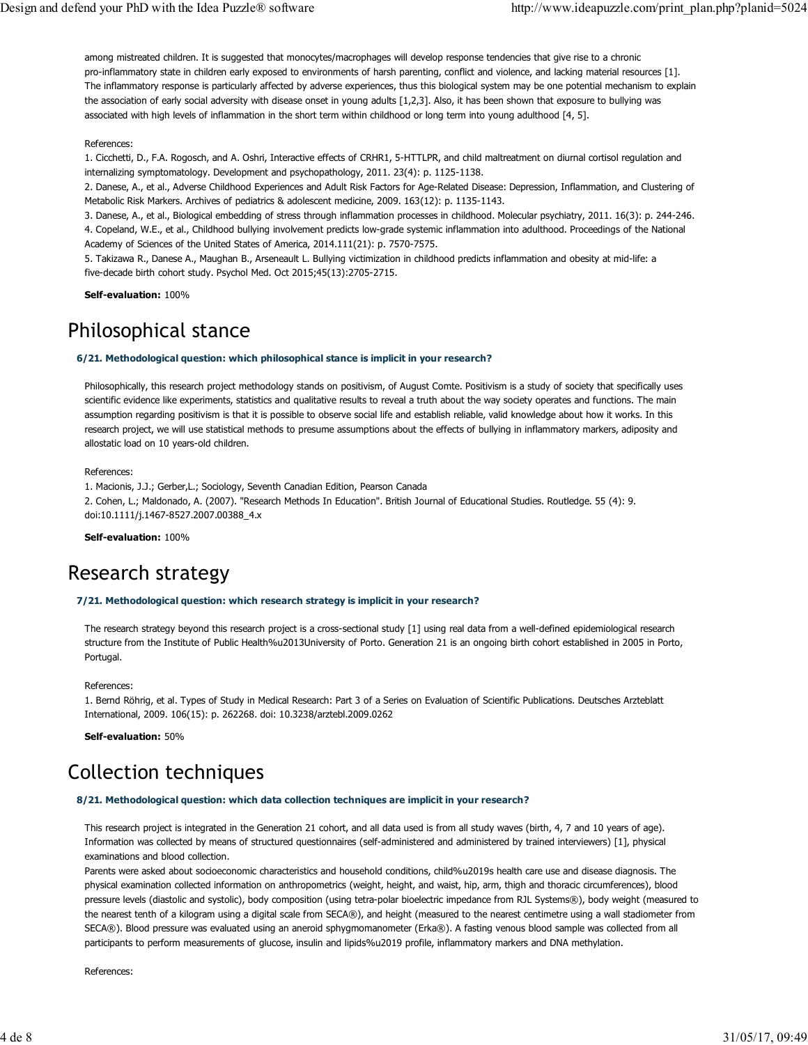among mistreated children. It is suggested that monocytes/macrophages will develop response tendencies that give rise to a chronic pro-inflammatory state in children early exposed to environments of harsh parenting, conflict and violence, and lacking material resources [1]. The inflammatory response is particularly affected by adverse experiences, thus this biological system may be one potential mechanism to explain the association of early social adversity with disease onset in young adults [1,2,3]. Also, it has been shown that exposure to bullying was associated with high levels of inflammation in the short term within childhood or long term into young adulthood [4, 5].

References:

1. Cicchetti, D., F.A. Rogosch, and A. Oshri, Interactive effects of CRHR1, 5-HTTLPR, and child maltreatment on diurnal cortisol regulation and internalizing symptomatology. Development and psychopathology, 2011. 23(4): p. 1125-1138.
2. Danese, A., et al., Adverse Childhood Experiences and Adult Risk Factors for Age-Related Disease: Depression, Inflammation, and Clustering of Metabolic Risk Markers. Archives of pediatrics & adolescent medicine, 2009. 163(12): p. 1135-1143.
3. Danese, A., et al., Biological embedding of stress through inflammation processes in childhood. Molecular psychiatry, 2011. 16(3): p. 244-246.
4. Copeland, W.E., et al., Childhood bullying involvement predicts low-grade systemic inflammation into adulthood. Proceedings of the National Academy of Sciences of the United States of America, 2014.111(21): p. 7570-7575.
5. Takizawa R., Danese A., Maughan B., Arseneault L. Bullying victimization in childhood predicts inflammation and obesity at mid-life: a five-decade birth cohort study. Psychol Med. Oct 2015;45(13):2705-2715.

**Self-evaluation:** 100%

# Philosophical stance

### 6/21. Methodological question: which philosophical stance is implicit in your research?

Philosophically, this research project methodology stands on positivism, of August Comte. Positivism is a study of society that specifically uses scientific evidence like experiments, statistics and qualitative results to reveal a truth about the way society operates and functions. The main assumption regarding positivism is that it is possible to observe social life and establish reliable, valid knowledge about how it works. In this research project, we will use statistical methods to presume assumptions about the effects of bullying in inflammatory markers, adiposity and allostatic load on 10 years-old children.

References:

1. Macionis, J.J.; Gerber,L.; Sociology, Seventh Canadian Edition, Pearson Canada
2. Cohen, L.; Maldonado, A. (2007). "Research Methods In Education". British Journal of Educational Studies. Routledge. 55 (4): 9. doi:10.1111/j.1467-8527.2007.00388_4.x

**Self-evaluation:** 100%

# Research strategy

### 7/21. Methodological question: which research strategy is implicit in your research?

The research strategy beyond this research project is a cross-sectional study [1] using real data from a well-defined epidemiological research structure from the Institute of Public Health%u2013University of Porto. Generation 21 is an ongoing birth cohort established in 2005 in Porto, Portugal.

References:

1. Bernd Röhrig, et al. Types of Study in Medical Research: Part 3 of a Series on Evaluation of Scientific Publications. Deutsches Arzteblatt International, 2009. 106(15): p. 262268. doi: 10.3238/arztebl.2009.0262

**Self-evaluation:** 50%

# Collection techniques

### 8/21. Methodological question: which data collection techniques are implicit in your research?

This research project is integrated in the Generation 21 cohort, and all data used is from all study waves (birth, 4, 7 and 10 years of age). Information was collected by means of structured questionnaires (self-administered and administered by trained interviewers) [1], physical examinations and blood collection.

Parents were asked about socioeconomic characteristics and household conditions, child%u2019s health care use and disease diagnosis. The physical examination collected information on anthropometrics (weight, height, and waist, hip, arm, thigh and thoracic circumferences), blood pressure levels (diastolic and systolic), body composition (using tetra-polar bioelectric impedance from RJL Systems®), body weight (measured to the nearest tenth of a kilogram using a digital scale from SECA®), and height (measured to the nearest centimetre using a wall stadiometer from SECA®). Blood pressure was evaluated using an aneroid sphygmomanometer (Erka®). A fasting venous blood sample was collected from all participants to perform measurements of glucose, insulin and lipids%u2019 profile, inflammatory markers and DNA methylation.

References: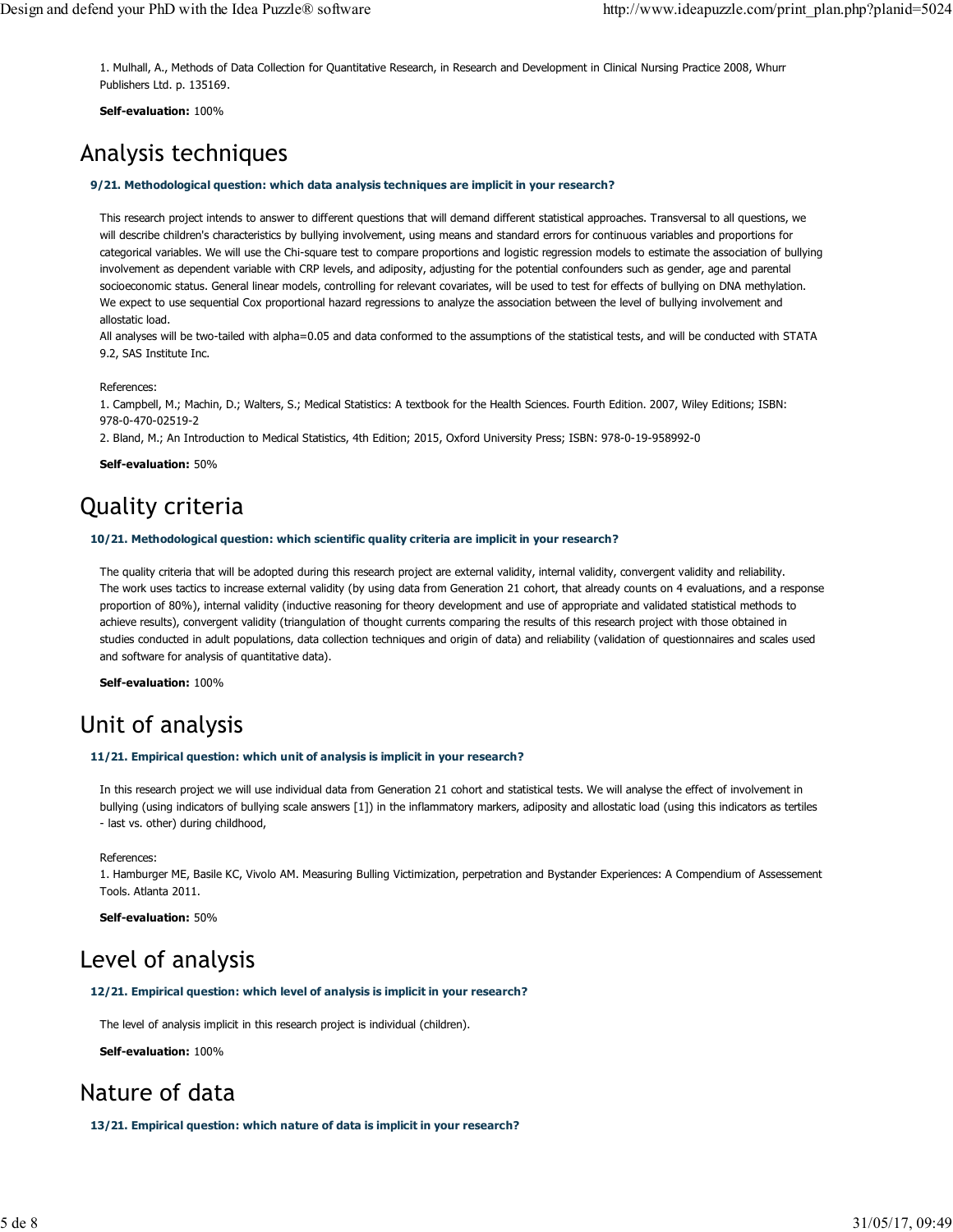1. Mulhall, A., Methods of Data Collection for Quantitative Research, in Research and Development in Clinical Nursing Practice 2008, Whurr Publishers Ltd. p. 135169.

**Self-evaluation:** 100%

# Analysis techniques

**9/21. Methodological question: which data analysis techniques are implicit in your research?**

This research project intends to answer to different questions that will demand different statistical approaches. Transversal to all questions, we will describe children's characteristics by bullying involvement, using means and standard errors for continuous variables and proportions for categorical variables. We will use the Chi-square test to compare proportions and logistic regression models to estimate the association of bullying involvement as dependent variable with CRP levels, and adiposity, adjusting for the potential confounders such as gender, age and parental socioeconomic status. General linear models, controlling for relevant covariates, will be used to test for effects of bullying on DNA methylation. We expect to use sequential Cox proportional hazard regressions to analyze the association between the level of bullying involvement and allostatic load.
All analyses will be two-tailed with alpha=0.05 and data conformed to the assumptions of the statistical tests, and will be conducted with STATA 9.2, SAS Institute Inc.

References:
1. Campbell, M.; Machin, D.; Walters, S.; Medical Statistics: A textbook for the Health Sciences. Fourth Edition. 2007, Wiley Editions; ISBN: 978-0-470-02519-2
2. Bland, M.; An Introduction to Medical Statistics, 4th Edition; 2015, Oxford University Press; ISBN: 978-0-19-958992-0

**Self-evaluation:** 50%

# Quality criteria

**10/21. Methodological question: which scientific quality criteria are implicit in your research?**

The quality criteria that will be adopted during this research project are external validity, internal validity, convergent validity and reliability.
The work uses tactics to increase external validity (by using data from Generation 21 cohort, that already counts on 4 evaluations, and a response proportion of 80%), internal validity (inductive reasoning for theory development and use of appropriate and validated statistical methods to achieve results), convergent validity (triangulation of thought currents comparing the results of this research project with those obtained in studies conducted in adult populations, data collection techniques and origin of data) and reliability (validation of questionnaires and scales used and software for analysis of quantitative data).

**Self-evaluation:** 100%

# Unit of analysis

**11/21. Empirical question: which unit of analysis is implicit in your research?**

In this research project we will use individual data from Generation 21 cohort and statistical tests. We will analyse the effect of involvement in bullying (using indicators of bullying scale answers [1]) in the inflammatory markers, adiposity and allostatic load (using this indicators as tertiles - last vs. other) during childhood,

References:
1. Hamburger ME, Basile KC, Vivolo AM. Measuring Bulling Victimization, perpetration and Bystander Experiences: A Compendium of Assessement Tools. Atlanta 2011.

**Self-evaluation:** 50%

# Level of analysis

**12/21. Empirical question: which level of analysis is implicit in your research?**

The level of analysis implicit in this research project is individual (children).

**Self-evaluation:** 100%

# Nature of data

**13/21. Empirical question: which nature of data is implicit in your research?**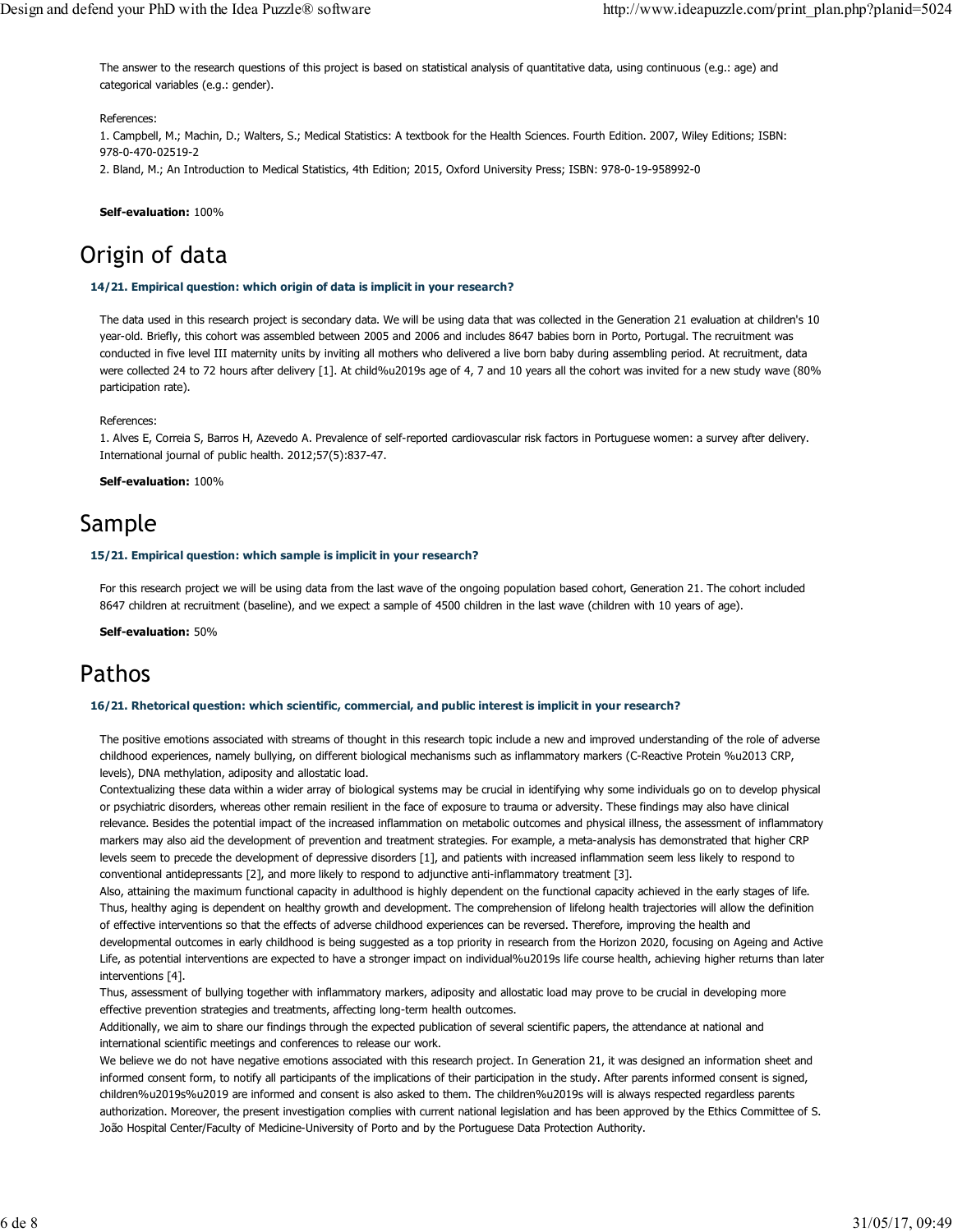The answer to the research questions of this project is based on statistical analysis of quantitative data, using continuous (e.g.: age) and categorical variables (e.g.: gender).

References:

1. Campbell, M.; Machin, D.; Walters, S.; Medical Statistics: A textbook for the Health Sciences. Fourth Edition. 2007, Wiley Editions; ISBN: 978-0-470-02519-2
2. Bland, M.; An Introduction to Medical Statistics, 4th Edition; 2015, Oxford University Press; ISBN: 978-0-19-958992-0

**Self-evaluation:** 100%

# Origin of data

**14/21. Empirical question: which origin of data is implicit in your research?**

The data used in this research project is secondary data. We will be using data that was collected in the Generation 21 evaluation at children's 10 year-old. Briefly, this cohort was assembled between 2005 and 2006 and includes 8647 babies born in Porto, Portugal. The recruitment was conducted in five level III maternity units by inviting all mothers who delivered a live born baby during assembling period. At recruitment, data were collected 24 to 72 hours after delivery [1]. At child%u2019s age of 4, 7 and 10 years all the cohort was invited for a new study wave (80% participation rate).

References:

1. Alves E, Correia S, Barros H, Azevedo A. Prevalence of self-reported cardiovascular risk factors in Portuguese women: a survey after delivery. International journal of public health. 2012;57(5):837-47.

**Self-evaluation:** 100%

# Sample

**15/21. Empirical question: which sample is implicit in your research?**

For this research project we will be using data from the last wave of the ongoing population based cohort, Generation 21. The cohort included 8647 children at recruitment (baseline), and we expect a sample of 4500 children in the last wave (children with 10 years of age).

**Self-evaluation:** 50%

# Pathos

**16/21. Rhetorical question: which scientific, commercial, and public interest is implicit in your research?**

The positive emotions associated with streams of thought in this research topic include a new and improved understanding of the role of adverse childhood experiences, namely bullying, on different biological mechanisms such as inflammatory markers (C-Reactive Protein %u2013 CRP, levels), DNA methylation, adiposity and allostatic load.

Contextualizing these data within a wider array of biological systems may be crucial in identifying why some individuals go on to develop physical or psychiatric disorders, whereas other remain resilient in the face of exposure to trauma or adversity. These findings may also have clinical relevance. Besides the potential impact of the increased inflammation on metabolic outcomes and physical illness, the assessment of inflammatory markers may also aid the development of prevention and treatment strategies. For example, a meta-analysis has demonstrated that higher CRP levels seem to precede the development of depressive disorders [1], and patients with increased inflammation seem less likely to respond to conventional antidepressants [2], and more likely to respond to adjunctive anti-inflammatory treatment [3].

Also, attaining the maximum functional capacity in adulthood is highly dependent on the functional capacity achieved in the early stages of life. Thus, healthy aging is dependent on healthy growth and development. The comprehension of lifelong health trajectories will allow the definition of effective interventions so that the effects of adverse childhood experiences can be reversed. Therefore, improving the health and developmental outcomes in early childhood is being suggested as a top priority in research from the Horizon 2020, focusing on Ageing and Active Life, as potential interventions are expected to have a stronger impact on individual%u2019s life course health, achieving higher returns than later interventions [4].

Thus, assessment of bullying together with inflammatory markers, adiposity and allostatic load may prove to be crucial in developing more effective prevention strategies and treatments, affecting long-term health outcomes.

Additionally, we aim to share our findings through the expected publication of several scientific papers, the attendance at national and international scientific meetings and conferences to release our work.

We believe we do not have negative emotions associated with this research project. In Generation 21, it was designed an information sheet and informed consent form, to notify all participants of the implications of their participation in the study. After parents informed consent is signed, children%u2019s%u2019 are informed and consent is also asked to them. The children%u2019s will is always respected regardless parents authorization. Moreover, the present investigation complies with current national legislation and has been approved by the Ethics Committee of S. João Hospital Center/Faculty of Medicine-University of Porto and by the Portuguese Data Protection Authority.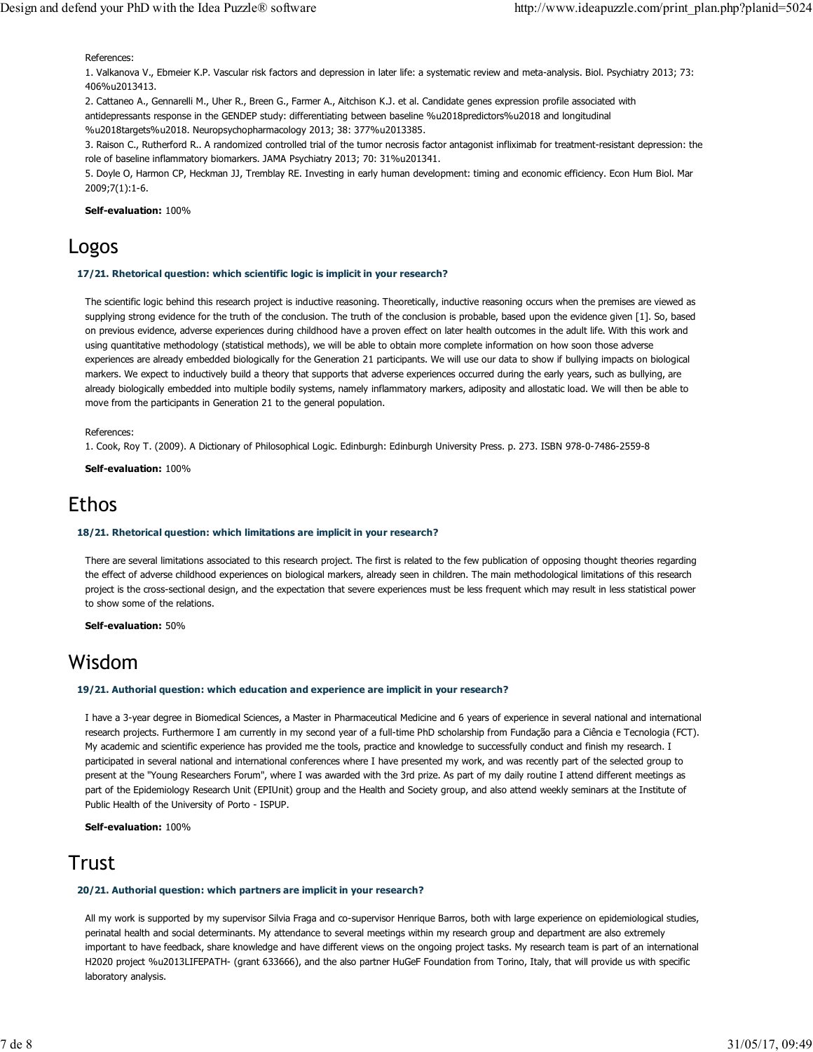References:

1. Valkanova V., Ebmeier K.P. Vascular risk factors and depression in later life: a systematic review and meta-analysis. Biol. Psychiatry 2013; 73: 406%u2013413.
2. Cattaneo A., Gennarelli M., Uher R., Breen G., Farmer A., Aitchison K.J. et al. Candidate genes expression profile associated with antidepressants response in the GENDEP study: differentiating between baseline %u2018predictors%u2018 and longitudinal %u2018targets%u2018. Neuropsychopharmacology 2013; 38: 377%u2013385.
3. Raison C., Rutherford R.. A randomized controlled trial of the tumor necrosis factor antagonist infliximab for treatment-resistant depression: the role of baseline inflammatory biomarkers. JAMA Psychiatry 2013; 70: 31%u201341.
5. Doyle O, Harmon CP, Heckman JJ, Tremblay RE. Investing in early human development: timing and economic efficiency. Econ Hum Biol. Mar 2009;7(1):1-6.

**Self-evaluation:** 100%

# Logos

### 17/21. Rhetorical question: which scientific logic is implicit in your research?

The scientific logic behind this research project is inductive reasoning. Theoretically, inductive reasoning occurs when the premises are viewed as supplying strong evidence for the truth of the conclusion. The truth of the conclusion is probable, based upon the evidence given [1]. So, based on previous evidence, adverse experiences during childhood have a proven effect on later health outcomes in the adult life. With this work and using quantitative methodology (statistical methods), we will be able to obtain more complete information on how soon those adverse experiences are already embedded biologically for the Generation 21 participants. We will use our data to show if bullying impacts on biological markers. We expect to inductively build a theory that supports that adverse experiences occurred during the early years, such as bullying, are already biologically embedded into multiple bodily systems, namely inflammatory markers, adiposity and allostatic load. We will then be able to move from the participants in Generation 21 to the general population.

References:

1. Cook, Roy T. (2009). A Dictionary of Philosophical Logic. Edinburgh: Edinburgh University Press. p. 273. ISBN 978-0-7486-2559-8

**Self-evaluation:** 100%

# Ethos

### 18/21. Rhetorical question: which limitations are implicit in your research?

There are several limitations associated to this research project. The first is related to the few publication of opposing thought theories regarding the effect of adverse childhood experiences on biological markers, already seen in children. The main methodological limitations of this research project is the cross-sectional design, and the expectation that severe experiences must be less frequent which may result in less statistical power to show some of the relations.

**Self-evaluation:** 50%

# Wisdom

### 19/21. Authorial question: which education and experience are implicit in your research?

I have a 3-year degree in Biomedical Sciences, a Master in Pharmaceutical Medicine and 6 years of experience in several national and international research projects. Furthermore I am currently in my second year of a full-time PhD scholarship from Fundação para a Ciência e Tecnologia (FCT). My academic and scientific experience has provided me the tools, practice and knowledge to successfully conduct and finish my research. I participated in several national and international conferences where I have presented my work, and was recently part of the selected group to present at the "Young Researchers Forum", where I was awarded with the 3rd prize. As part of my daily routine I attend different meetings as part of the Epidemiology Research Unit (EPIUnit) group and the Health and Society group, and also attend weekly seminars at the Institute of Public Health of the University of Porto - ISPUP.

**Self-evaluation:** 100%

# Trust

### 20/21. Authorial question: which partners are implicit in your research?

All my work is supported by my supervisor Silvia Fraga and co-supervisor Henrique Barros, both with large experience on epidemiological studies, perinatal health and social determinants. My attendance to several meetings within my research group and department are also extremely important to have feedback, share knowledge and have different views on the ongoing project tasks. My research team is part of an international H2020 project %u2013LIFEPATH- (grant 633666), and the also partner HuGeF Foundation from Torino, Italy, that will provide us with specific laboratory analysis.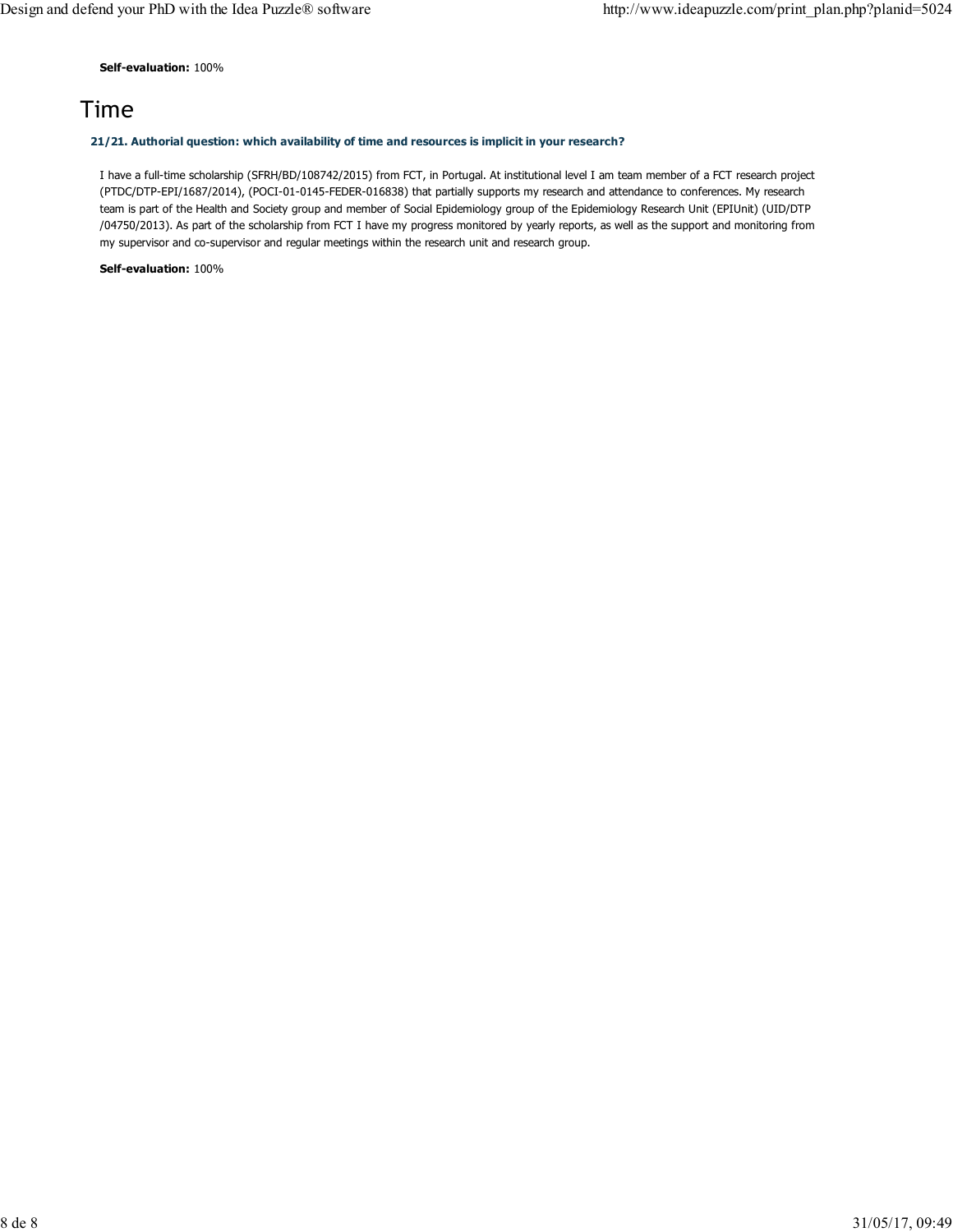**Self-evaluation:** 100%

# Time

### 21/21. Authorial question: which availability of time and resources is implicit in your research?

I have a full-time scholarship (SFRH/BD/108742/2015) from FCT, in Portugal. At institutional level I am team member of a FCT research project (PTDC/DTP-EPI/1687/2014), (POCI-01-0145-FEDER-016838) that partially supports my research and attendance to conferences. My research team is part of the Health and Society group and member of Social Epidemiology group of the Epidemiology Research Unit (EPIUnit) (UID/DTP/04750/2013). As part of the scholarship from FCT I have my progress monitored by yearly reports, as well as the support and monitoring from my supervisor and co-supervisor and regular meetings within the research unit and research group.

**Self-evaluation:** 100%